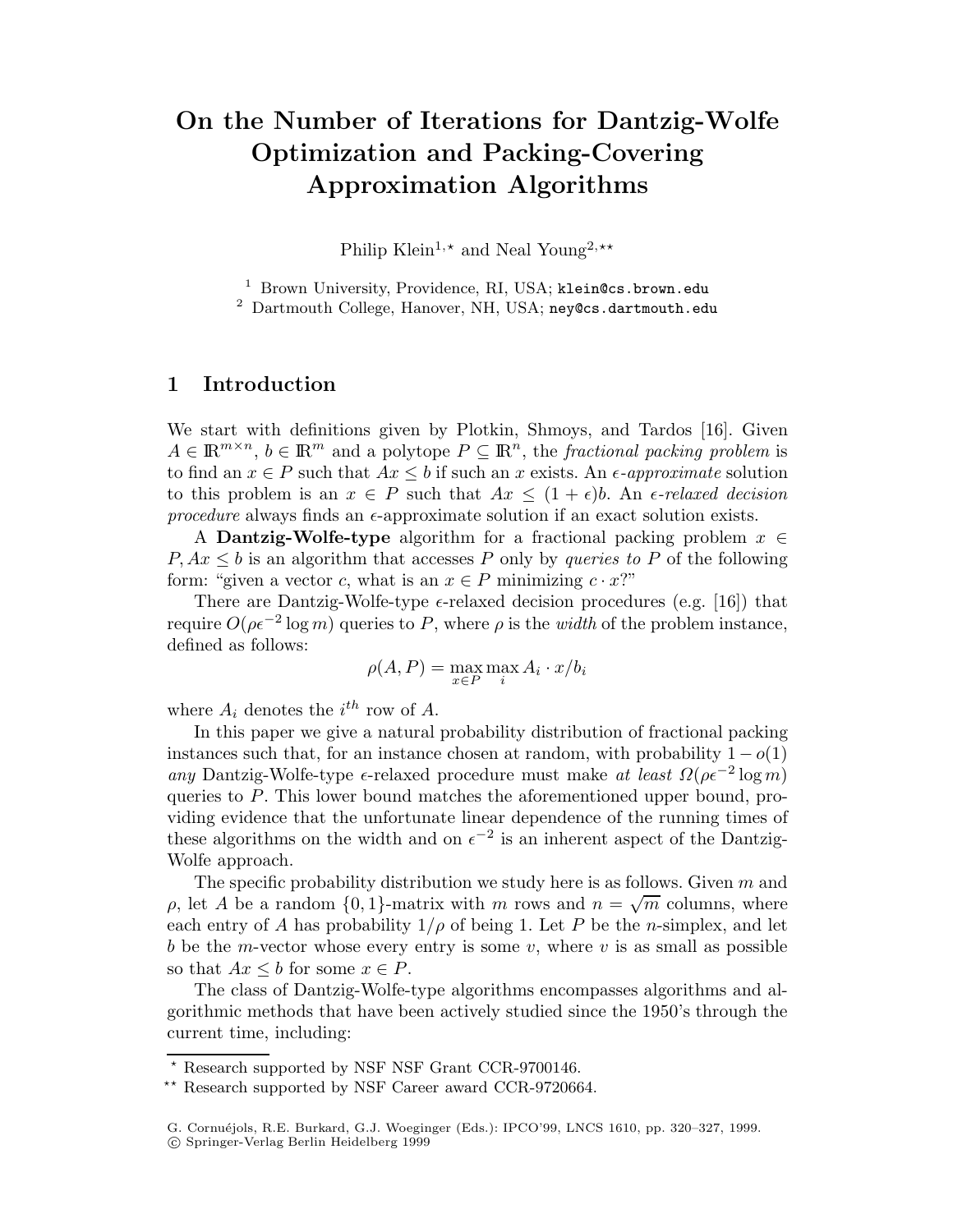# On the Number of Iterations for Dantzig-Wolfe Optimization and Packing-Covering Approximation Algorithms

Philip Klein[1,⋆] and Neal Young[2,⋆⋆]

[1] Brown University, Providence, RI, USA; klein@cs.brown.edu
[2] Dartmouth College, Hanover, NH, USA; ney@cs.dartmouth.edu

## 1 Introduction

We start with definitions given by Plotkin, Shmoys, and Tardos [16]. Given $A \in \mathbb{R}^{m \times n}$, $b \in \mathbb{R}^m$ and a polytope $P \subseteq \mathbb{R}^n$, the *fractional packing problem* is to find an $x \in P$ such that $Ax \le b$ if such an $x$ exists. An $\epsilon$*-approximate* solution to this problem is an $x \in P$ such that $Ax \le (1+\epsilon)b$. An $\epsilon$*-relaxed decision procedure* always finds an $\epsilon$-approximate solution if an exact solution exists.

A **Dantzig-Wolfe-type** algorithm for a fractional packing problem $x \in P, Ax \le b$ is an algorithm that accesses $P$ only by *queries to* $P$ of the following form: "given a vector $c$, what is an $x \in P$ minimizing $c \cdot x$?"

There are Dantzig-Wolfe-type $\epsilon$-relaxed decision procedures (e.g. [16]) that require $O(\rho\epsilon^{-2}\log m)$ queries to $P$, where $\rho$ is the *width* of the problem instance, defined as follows:

$$\rho(A, P) = \max_{x \in P} \max_i A_i \cdot x / b_i$$

where $A_i$ denotes the $i^{th}$ row of $A$.

In this paper we give a natural probability distribution of fractional packing instances such that, for an instance chosen at random, with probability $1 - o(1)$ *any* Dantzig-Wolfe-type $\epsilon$-relaxed procedure must make *at least* $\Omega(\rho\epsilon^{-2}\log m)$ queries to $P$. This lower bound matches the aforementioned upper bound, providing evidence that the unfortunate linear dependence of the running times of these algorithms on the width and on $\epsilon^{-2}$ is an inherent aspect of the Dantzig-Wolfe approach.

The specific probability distribution we study here is as follows. Given $m$ and $\rho$, let $A$ be a random $\{0,1\}$-matrix with $m$ rows and $n = \sqrt{m}$ columns, where each entry of $A$ has probability $1/\rho$ of being 1. Let $P$ be the $n$-simplex, and let $b$ be the $m$-vector whose every entry is some $v$, where $v$ is as small as possible so that $Ax \le b$ for some $x \in P$.

The class of Dantzig-Wolfe-type algorithms encompasses algorithms and algorithmic methods that have been actively studied since the 1950's through the current time, including:

⋆ Research supported by NSF NSF Grant CCR-9700146.

⋆⋆ Research supported by NSF Career award CCR-9720664.

G. Cornuéjols, R.E. Burkard, G.J. Woeginger (Eds.): IPCO'99, LNCS 1610, pp. 320–327, 1999.
© Springer-Verlag Berlin Heidelberg 1999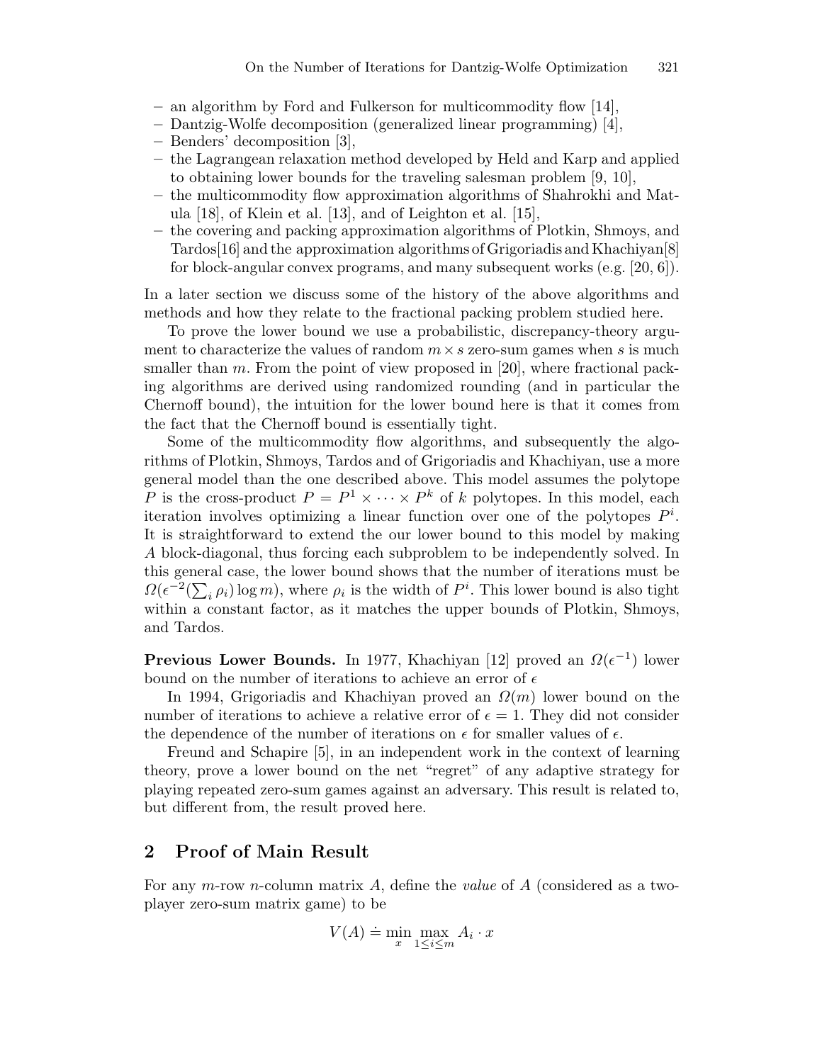- an algorithm by Ford and Fulkerson for multicommodity flow [14],
- Dantzig-Wolfe decomposition (generalized linear programming) [4],
- Benders' decomposition [3],
- the Lagrangean relaxation method developed by Held and Karp and applied to obtaining lower bounds for the traveling salesman problem [9, 10],
- the multicommodity flow approximation algorithms of Shahrokhi and Matula [18], of Klein et al. [13], and of Leighton et al. [15],
- the covering and packing approximation algorithms of Plotkin, Shmoys, and Tardos[16] and the approximation algorithms of Grigoriadis and Khachiyan[8] for block-angular convex programs, and many subsequent works (e.g. [20, 6]).

In a later section we discuss some of the history of the above algorithms and methods and how they relate to the fractional packing problem studied here.

To prove the lower bound we use a probabilistic, discrepancy-theory argument to characterize the values of random $m \times s$ zero-sum games when $s$ is much smaller than $m$. From the point of view proposed in [20], where fractional packing algorithms are derived using randomized rounding (and in particular the Chernoff bound), the intuition for the lower bound here is that it comes from the fact that the Chernoff bound is essentially tight.

Some of the multicommodity flow algorithms, and subsequently the algorithms of Plotkin, Shmoys, Tardos and of Grigoriadis and Khachiyan, use a more general model than the one described above. This model assumes the polytope $P$ is the cross-product $P = P^1 \times \cdots \times P^k$ of $k$ polytopes. In this model, each iteration involves optimizing a linear function over one of the polytopes $P^i$. It is straightforward to extend the our lower bound to this model by making $A$ block-diagonal, thus forcing each subproblem to be independently solved. In this general case, the lower bound shows that the number of iterations must be $\Omega(\epsilon^{-2}(\sum_i \rho_i) \log m)$, where $\rho_i$ is the width of $P^i$. This lower bound is also tight within a constant factor, as it matches the upper bounds of Plotkin, Shmoys, and Tardos.

**Previous Lower Bounds.** In 1977, Khachiyan [12] proved an $\Omega(\epsilon^{-1})$ lower bound on the number of iterations to achieve an error of $\epsilon$

In 1994, Grigoriadis and Khachiyan proved an $\Omega(m)$ lower bound on the number of iterations to achieve a relative error of $\epsilon = 1$. They did not consider the dependence of the number of iterations on $\epsilon$ for smaller values of $\epsilon$.

Freund and Schapire [5], in an independent work in the context of learning theory, prove a lower bound on the net "regret" of any adaptive strategy for playing repeated zero-sum games against an adversary. This result is related to, but different from, the result proved here.

## 2 Proof of Main Result

For any $m$-row $n$-column matrix $A$, define the *value* of $A$ (considered as a two-player zero-sum matrix game) to be

$$V(A) \doteq \min_{x} \max_{1 \leq i \leq m} A_i \cdot x$$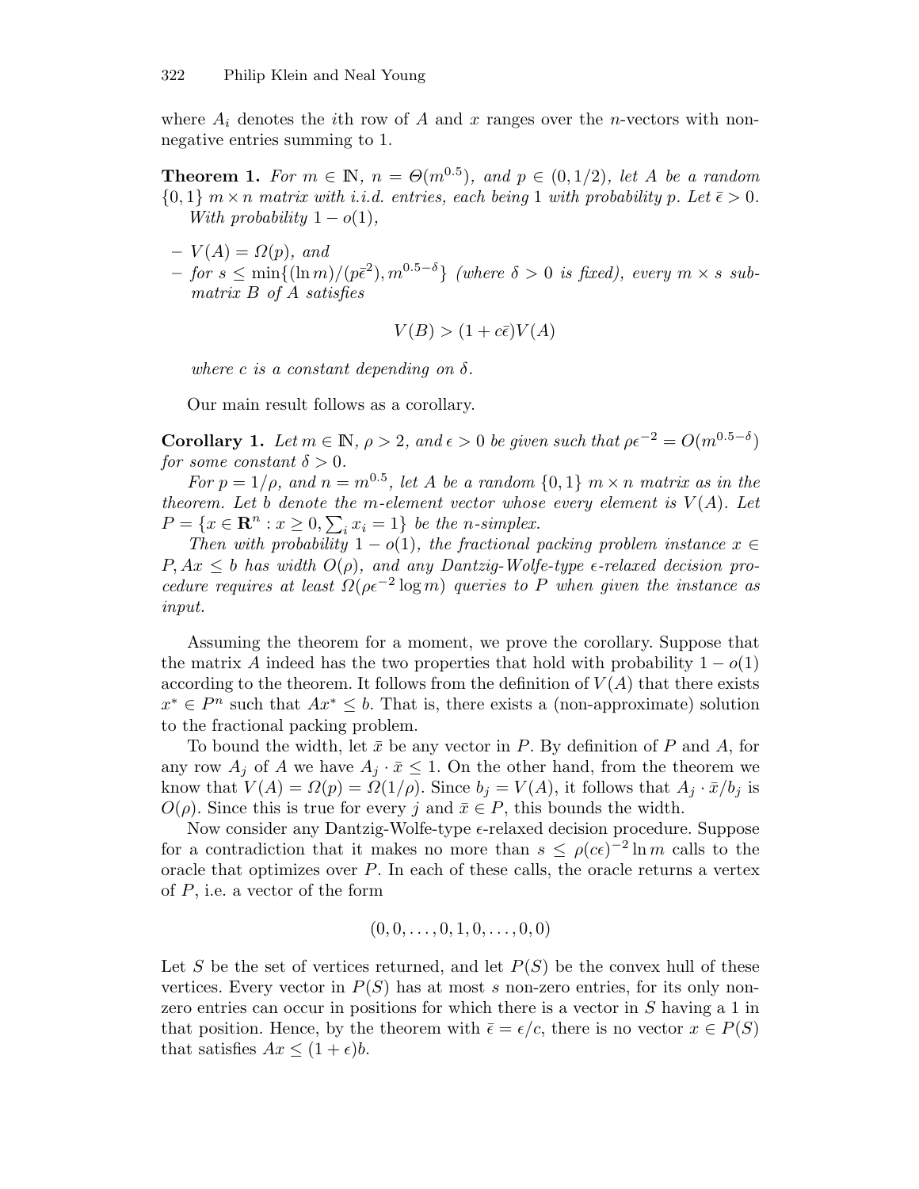where $A_i$ denotes the $i$th row of $A$ and $x$ ranges over the $n$-vectors with non-negative entries summing to 1.

**Theorem 1.** *For $m \in \mathbb{N}$, $n = \Theta(m^{0.5})$, and $p \in (0, 1/2)$, let $A$ be a random $\{0,1\}$ $m \times n$ matrix with i.i.d. entries, each being 1 with probability $p$. Let $\bar{\epsilon} > 0$.*
*With probability $1 - o(1)$,*

- *$V(A) = \Omega(p)$, and*
- *for $s \leq \min\{(\ln m)/(p\bar{\epsilon}^2), m^{0.5-\delta}\}$ (where $\delta > 0$ is fixed), every $m \times s$ submatrix $B$ of $A$ satisfies*

$$V(B) > (1 + c\bar{\epsilon})V(A)$$

*where $c$ is a constant depending on $\delta$.*

Our main result follows as a corollary.

**Corollary 1.** *Let $m \in \mathbb{N}$, $\rho > 2$, and $\epsilon > 0$ be given such that $\rho\epsilon^{-2} = O(m^{0.5-\delta})$ for some constant $\delta > 0$.*

*For $p = 1/\rho$, and $n = m^{0.5}$, let $A$ be a random $\{0,1\}$ $m \times n$ matrix as in the theorem. Let $b$ denote the $m$-element vector whose every element is $V(A)$. Let $P = \{x \in \mathbf{R}^n : x \geq 0, \sum_i x_i = 1\}$ be the $n$-simplex.*

*Then with probability $1 - o(1)$, the fractional packing problem instance $x \in P, Ax \leq b$ has width $O(\rho)$, and any Dantzig-Wolfe-type $\epsilon$-relaxed decision procedure requires at least $\Omega(\rho\epsilon^{-2}\log m)$ queries to $P$ when given the instance as input.*

Assuming the theorem for a moment, we prove the corollary. Suppose that the matrix $A$ indeed has the two properties that hold with probability $1 - o(1)$ according to the theorem. It follows from the definition of $V(A)$ that there exists $x^* \in P^n$ such that $Ax^* \leq b$. That is, there exists a (non-approximate) solution to the fractional packing problem.

To bound the width, let $\bar{x}$ be any vector in $P$. By definition of $P$ and $A$, for any row $A_j$ of $A$ we have $A_j \cdot \bar{x} \leq 1$. On the other hand, from the theorem we know that $V(A) = \Omega(p) = \Omega(1/\rho)$. Since $b_j = V(A)$, it follows that $A_j \cdot \bar{x}/b_j$ is $O(\rho)$. Since this is true for every $j$ and $\bar{x} \in P$, this bounds the width.

Now consider any Dantzig-Wolfe-type $\epsilon$-relaxed decision procedure. Suppose for a contradiction that it makes no more than $s \leq \rho(c\epsilon)^{-2}\ln m$ calls to the oracle that optimizes over $P$. In each of these calls, the oracle returns a vertex of $P$, i.e. a vector of the form

$$(0, 0, \ldots, 0, 1, 0, \ldots, 0, 0)$$

Let $S$ be the set of vertices returned, and let $P(S)$ be the convex hull of these vertices. Every vector in $P(S)$ has at most $s$ non-zero entries, for its only non-zero entries can occur in positions for which there is a vector in $S$ having a 1 in that position. Hence, by the theorem with $\bar{\epsilon} = \epsilon/c$, there is no vector $x \in P(S)$ that satisfies $Ax \leq (1 + \epsilon)b$.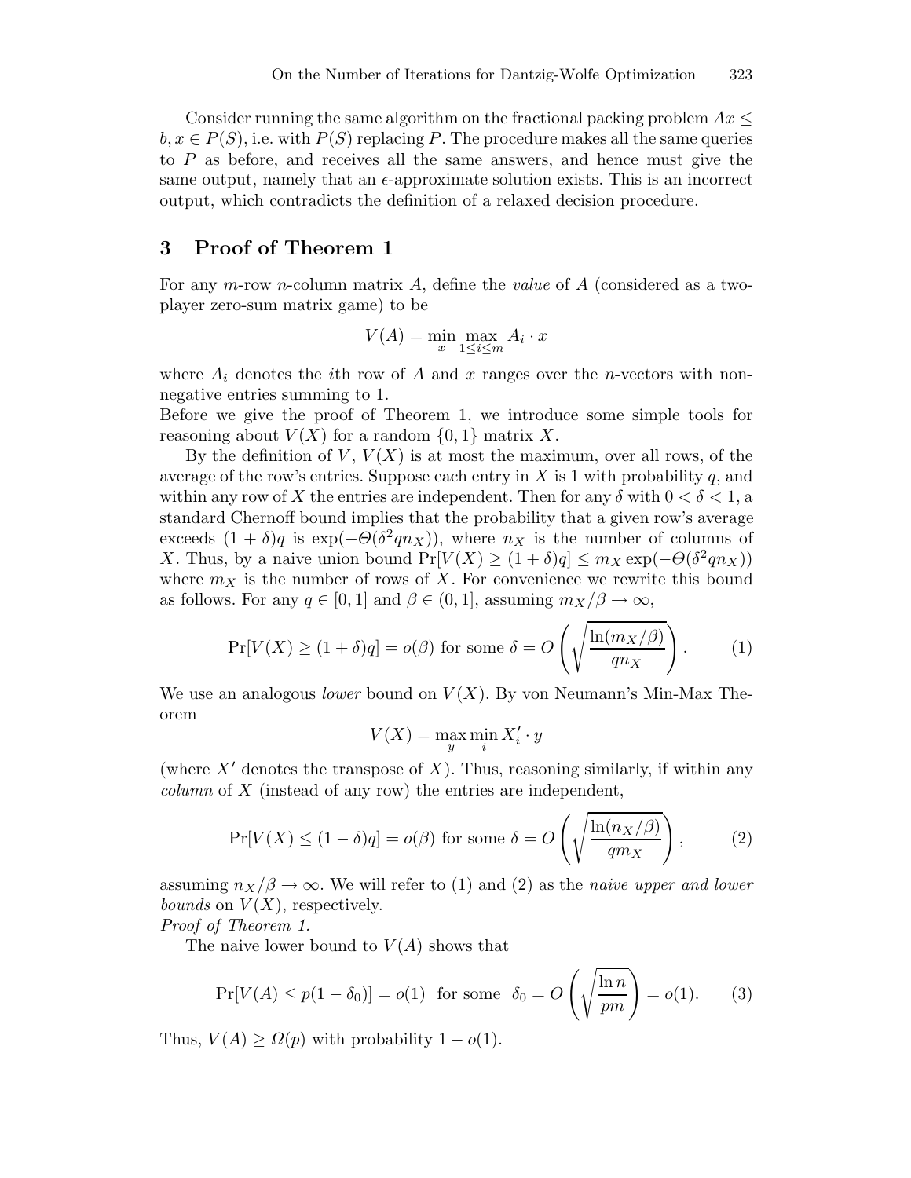Consider running the same algorithm on the fractional packing problem $Ax \leq b, x \in P(S)$, i.e. with $P(S)$ replacing $P$. The procedure makes all the same queries to $P$ as before, and receives all the same answers, and hence must give the same output, namely that an $\epsilon$-approximate solution exists. This is an incorrect output, which contradicts the definition of a relaxed decision procedure.

## 3 Proof of Theorem 1

For any $m$-row $n$-column matrix $A$, define the *value* of $A$ (considered as a two-player zero-sum matrix game) to be

$$V(A) = \min_{x} \max_{1 \leq i \leq m} A_i \cdot x$$

where $A_i$ denotes the $i$th row of $A$ and $x$ ranges over the $n$-vectors with non-negative entries summing to 1.

Before we give the proof of Theorem 1, we introduce some simple tools for reasoning about $V(X)$ for a random $\{0, 1\}$ matrix $X$.

By the definition of $V$, $V(X)$ is at most the maximum, over all rows, of the average of the row's entries. Suppose each entry in $X$ is 1 with probability $q$, and within any row of $X$ the entries are independent. Then for any $\delta$ with $0 < \delta < 1$, a standard Chernoff bound implies that the probability that a given row's average exceeds $(1 + \delta)q$ is $\exp(-\Theta(\delta^2 q n_X))$, where $n_X$ is the number of columns of $X$. Thus, by a naive union bound $\Pr[V(X) \geq (1 + \delta)q] \leq m_X \exp(-\Theta(\delta^2 q n_X))$ where $m_X$ is the number of rows of $X$. For convenience we rewrite this bound as follows. For any $q \in [0, 1]$ and $\beta \in (0, 1]$, assuming $m_X/\beta \to \infty$,

$$\Pr[V(X) \geq (1 + \delta)q] = o(\beta) \text{ for some } \delta = O\left(\sqrt{\frac{\ln(m_X/\beta)}{q n_X}}\right). \tag{1}$$

We use an analogous *lower* bound on $V(X)$. By von Neumann's Min-Max Theorem

$$V(X) = \max_{y} \min_{i} X'_i \cdot y$$

(where $X'$ denotes the transpose of $X$). Thus, reasoning similarly, if within any *column* of $X$ (instead of any row) the entries are independent,

$$\Pr[V(X) \leq (1 - \delta)q] = o(\beta) \text{ for some } \delta = O\left(\sqrt{\frac{\ln(n_X/\beta)}{q m_X}}\right), \tag{2}$$

assuming $n_X/\beta \to \infty$. We will refer to (1) and (2) as the *naive upper and lower bounds* on $V(X)$, respectively.

*Proof of Theorem 1.*

The naive lower bound to $V(A)$ shows that

$$\Pr[V(A) \leq p(1 - \delta_0)] = o(1) \;\text{ for some }\; \delta_0 = O\left(\sqrt{\frac{\ln n}{pm}}\right) = o(1). \tag{3}$$

Thus, $V(A) \geq \Omega(p)$ with probability $1 - o(1)$.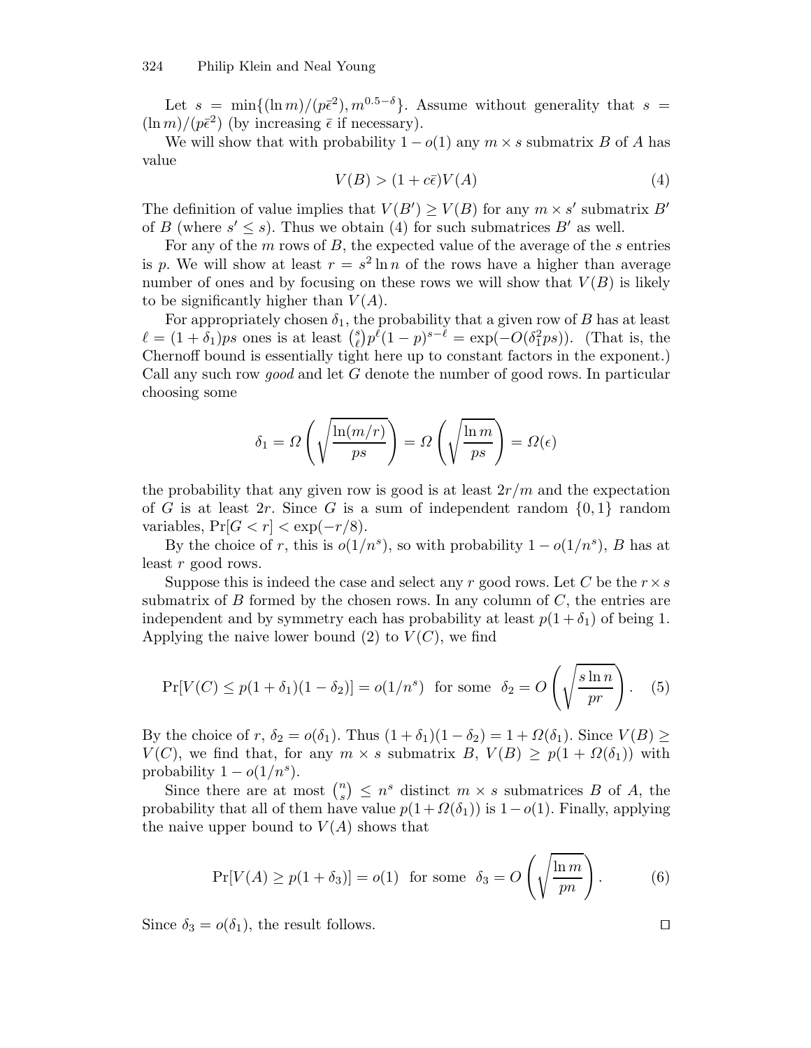Let $s = \min\{(\ln m)/(p\bar{\epsilon}^2), m^{0.5-\delta}\}$. Assume without generality that $s = (\ln m)/(p\bar{\epsilon}^2)$ (by increasing $\bar{\epsilon}$ if necessary).

We will show that with probability $1 - o(1)$ any $m \times s$ submatrix $B$ of $A$ has value

$$V(B) > (1 + c\bar{\epsilon})V(A) \tag{4}$$

The definition of value implies that $V(B') \geq V(B)$ for any $m \times s'$ submatrix $B'$ of $B$ (where $s' \leq s$). Thus we obtain (4) for such submatrices $B'$ as well.

For any of the $m$ rows of $B$, the expected value of the average of the $s$ entries is $p$. We will show at least $r = s^2 \ln n$ of the rows have a higher than average number of ones and by focusing on these rows we will show that $V(B)$ is likely to be significantly higher than $V(A)$.

For appropriately chosen $\delta_1$, the probability that a given row of $B$ has at least $\ell = (1 + \delta_1)ps$ ones is at least $\binom{s}{\ell} p^\ell (1-p)^{s-\ell} = \exp(-O(\delta_1^2 ps))$. (That is, the Chernoff bound is essentially tight here up to constant factors in the exponent.) Call any such row *good* and let $G$ denote the number of good rows. In particular choosing some

$$\delta_1 = \Omega\left(\sqrt{\frac{\ln(m/r)}{ps}}\right) = \Omega\left(\sqrt{\frac{\ln m}{ps}}\right) = \Omega(\epsilon)$$

the probability that any given row is good is at least $2r/m$ and the expectation of $G$ is at least $2r$. Since $G$ is a sum of independent random $\{0, 1\}$ random variables, $\Pr[G < r] < \exp(-r/8)$.

By the choice of $r$, this is $o(1/n^s)$, so with probability $1 - o(1/n^s)$, $B$ has at least $r$ good rows.

Suppose this is indeed the case and select any $r$ good rows. Let $C$ be the $r \times s$ submatrix of $B$ formed by the chosen rows. In any column of $C$, the entries are independent and by symmetry each has probability at least $p(1 + \delta_1)$ of being 1. Applying the naive lower bound (2) to $V(C)$, we find

$$\Pr[V(C) \leq p(1 + \delta_1)(1 - \delta_2)] = o(1/n^s) \text{ for some } \delta_2 = O\left(\sqrt{\frac{s \ln n}{pr}}\right). \tag{5}$$

By the choice of $r$, $\delta_2 = o(\delta_1)$. Thus $(1 + \delta_1)(1 - \delta_2) = 1 + \Omega(\delta_1)$. Since $V(B) \geq V(C)$, we find that, for any $m \times s$ submatrix $B$, $V(B) \geq p(1 + \Omega(\delta_1))$ with probability $1 - o(1/n^s)$.

Since there are at most $\binom{n}{s} \leq n^s$ distinct $m \times s$ submatrices $B$ of $A$, the probability that all of them have value $p(1 + \Omega(\delta_1))$ is $1 - o(1)$. Finally, applying the naive upper bound to $V(A)$ shows that

$$\Pr[V(A) \geq p(1 + \delta_3)] = o(1) \text{ for some } \delta_3 = O\left(\sqrt{\frac{\ln m}{pn}}\right). \tag{6}$$

Since $\delta_3 = o(\delta_1)$, the result follows. $\square$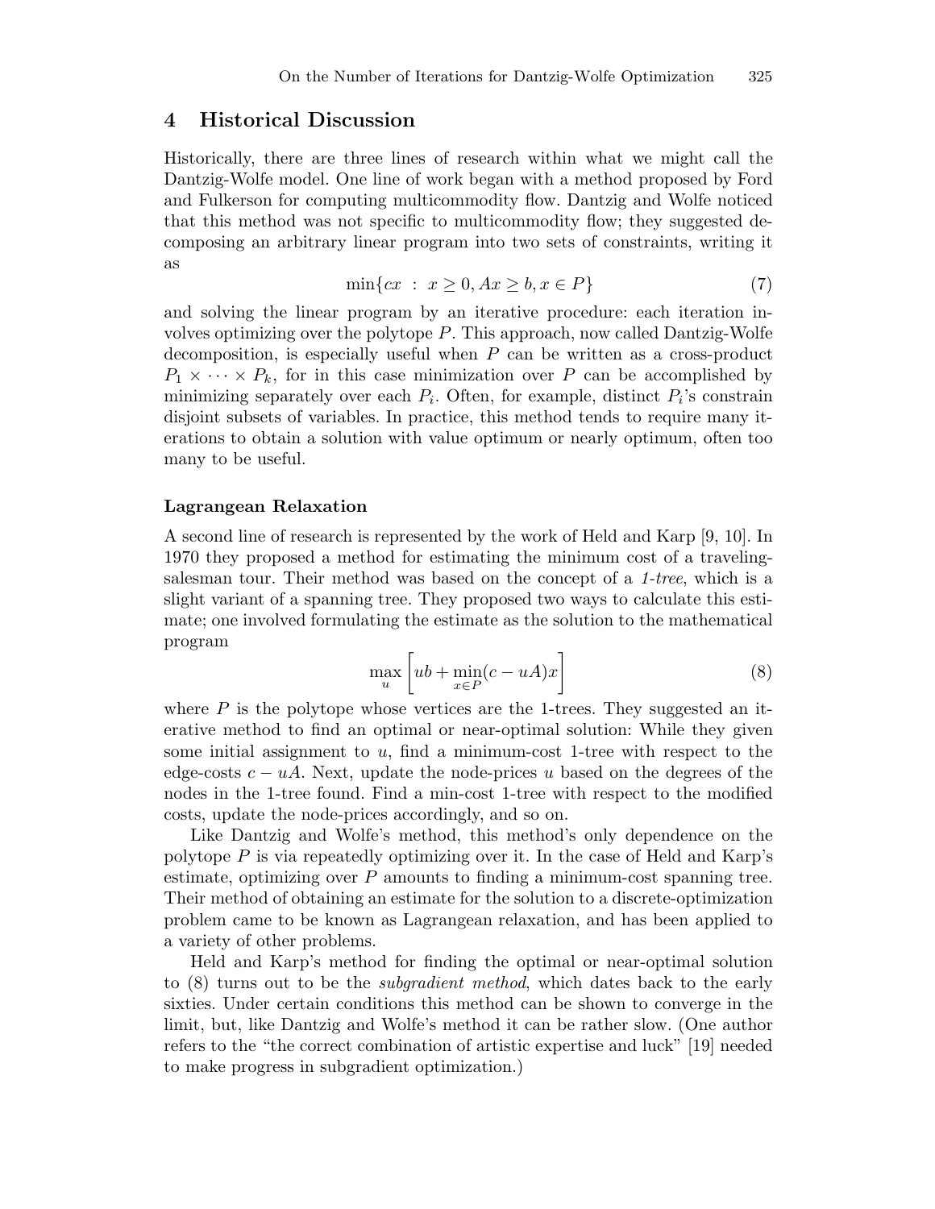## 4 Historical Discussion

Historically, there are three lines of research within what we might call the Dantzig-Wolfe model. One line of work began with a method proposed by Ford and Fulkerson for computing multicommodity flow. Dantzig and Wolfe noticed that this method was not specific to multicommodity flow; they suggested decomposing an arbitrary linear program into two sets of constraints, writing it as

$$\min\{cx \ : \ x \geq 0, Ax \geq b, x \in P\} \tag{7}$$

and solving the linear program by an iterative procedure: each iteration involves optimizing over the polytope $P$. This approach, now called Dantzig-Wolfe decomposition, is especially useful when $P$ can be written as a cross-product $P_1 \times \cdots \times P_k$, for in this case minimization over $P$ can be accomplished by minimizing separately over each $P_i$. Often, for example, distinct $P_i$'s constrain disjoint subsets of variables. In practice, this method tends to require many iterations to obtain a solution with value optimum or nearly optimum, often too many to be useful.

#### Lagrangean Relaxation

A second line of research is represented by the work of Held and Karp [9, 10]. In 1970 they proposed a method for estimating the minimum cost of a traveling-salesman tour. Their method was based on the concept of a *1-tree*, which is a slight variant of a spanning tree. They proposed two ways to calculate this estimate; one involved formulating the estimate as the solution to the mathematical program

$$\max_u \left[ ub + \min_{x \in P} (c - uA)x \right] \tag{8}$$

where $P$ is the polytope whose vertices are the 1-trees. They suggested an iterative method to find an optimal or near-optimal solution: While they given some initial assignment to $u$, find a minimum-cost 1-tree with respect to the edge-costs $c - uA$. Next, update the node-prices $u$ based on the degrees of the nodes in the 1-tree found. Find a min-cost 1-tree with respect to the modified costs, update the node-prices accordingly, and so on.

Like Dantzig and Wolfe's method, this method's only dependence on the polytope $P$ is via repeatedly optimizing over it. In the case of Held and Karp's estimate, optimizing over $P$ amounts to finding a minimum-cost spanning tree. Their method of obtaining an estimate for the solution to a discrete-optimization problem came to be known as Lagrangean relaxation, and has been applied to a variety of other problems.

Held and Karp's method for finding the optimal or near-optimal solution to (8) turns out to be the *subgradient method*, which dates back to the early sixties. Under certain conditions this method can be shown to converge in the limit, but, like Dantzig and Wolfe's method it can be rather slow. (One author refers to the "the correct combination of artistic expertise and luck" [19] needed to make progress in subgradient optimization.)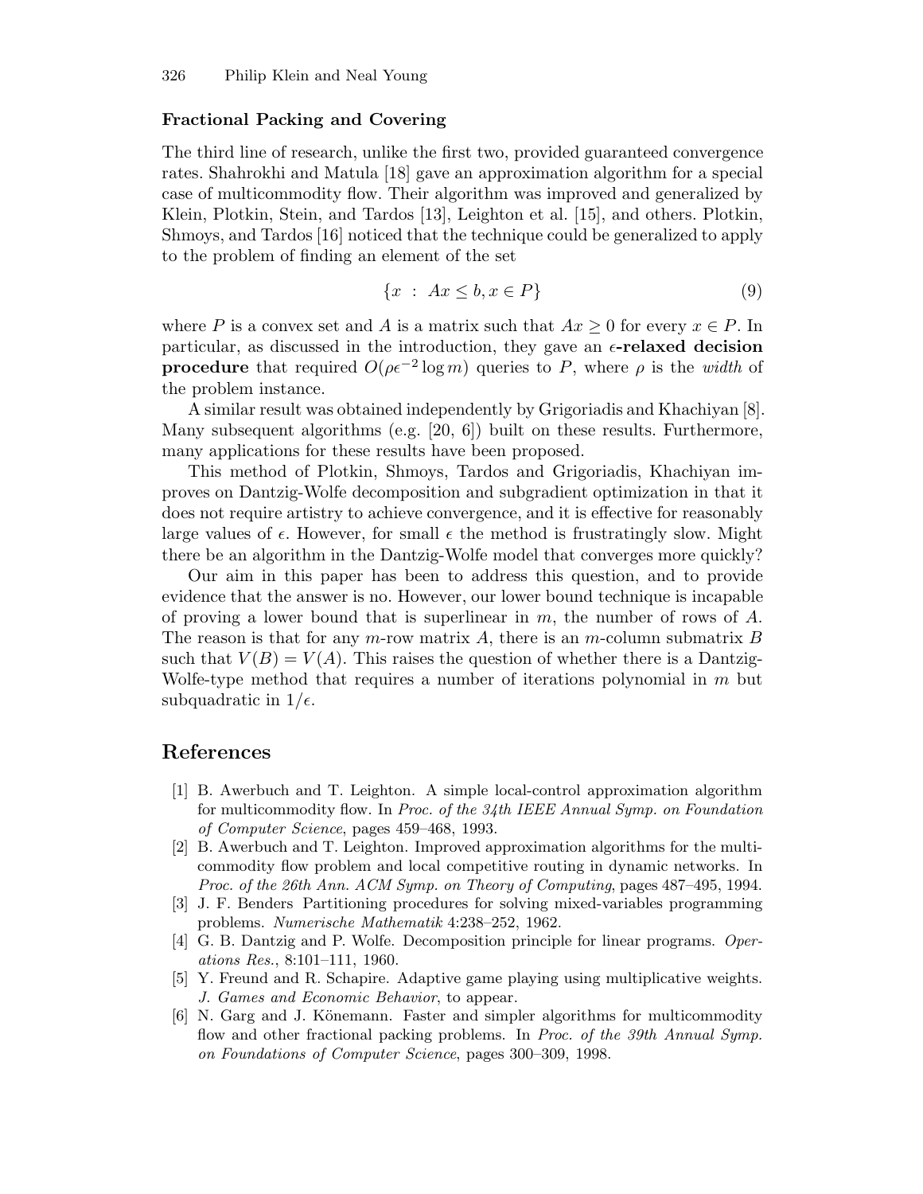### Fractional Packing and Covering

The third line of research, unlike the first two, provided guaranteed convergence rates. Shahrokhi and Matula [18] gave an approximation algorithm for a special case of multicommodity flow. Their algorithm was improved and generalized by Klein, Plotkin, Stein, and Tardos [13], Leighton et al. [15], and others. Plotkin, Shmoys, and Tardos [16] noticed that the technique could be generalized to apply to the problem of finding an element of the set

$$\{x \ : \ Ax \leq b, x \in P\} \tag{9}$$

where $P$ is a convex set and $A$ is a matrix such that $Ax \geq 0$ for every $x \in P$. In particular, as discussed in the introduction, they gave an **$\epsilon$-relaxed decision procedure** that required $O(\rho\epsilon^{-2} \log m)$ queries to $P$, where $\rho$ is the *width* of the problem instance.

A similar result was obtained independently by Grigoriadis and Khachiyan [8]. Many subsequent algorithms (e.g. [20, 6]) built on these results. Furthermore, many applications for these results have been proposed.

This method of Plotkin, Shmoys, Tardos and Grigoriadis, Khachiyan improves on Dantzig-Wolfe decomposition and subgradient optimization in that it does not require artistry to achieve convergence, and it is effective for reasonably large values of $\epsilon$. However, for small $\epsilon$ the method is frustratingly slow. Might there be an algorithm in the Dantzig-Wolfe model that converges more quickly?

Our aim in this paper has been to address this question, and to provide evidence that the answer is no. However, our lower bound technique is incapable of proving a lower bound that is superlinear in $m$, the number of rows of $A$. The reason is that for any $m$-row matrix $A$, there is an $m$-column submatrix $B$ such that $V(B) = V(A)$. This raises the question of whether there is a Dantzig-Wolfe-type method that requires a number of iterations polynomial in $m$ but subquadratic in $1/\epsilon$.

## References

1. B. Awerbuch and T. Leighton. A simple local-control approximation algorithm for multicommodity flow. In *Proc. of the 34th IEEE Annual Symp. on Foundation of Computer Science*, pages 459–468, 1993.
2. B. Awerbuch and T. Leighton. Improved approximation algorithms for the multi-commodity flow problem and local competitive routing in dynamic networks. In *Proc. of the 26th Ann. ACM Symp. on Theory of Computing*, pages 487–495, 1994.
3. J. F. Benders Partitioning procedures for solving mixed-variables programming problems. *Numerische Mathematik* 4:238–252, 1962.
4. G. B. Dantzig and P. Wolfe. Decomposition principle for linear programs. *Operations Res.*, 8:101–111, 1960.
5. Y. Freund and R. Schapire. Adaptive game playing using multiplicative weights. *J. Games and Economic Behavior*, to appear.
6. N. Garg and J. Könemann. Faster and simpler algorithms for multicommodity flow and other fractional packing problems. In *Proc. of the 39th Annual Symp. on Foundations of Computer Science*, pages 300–309, 1998.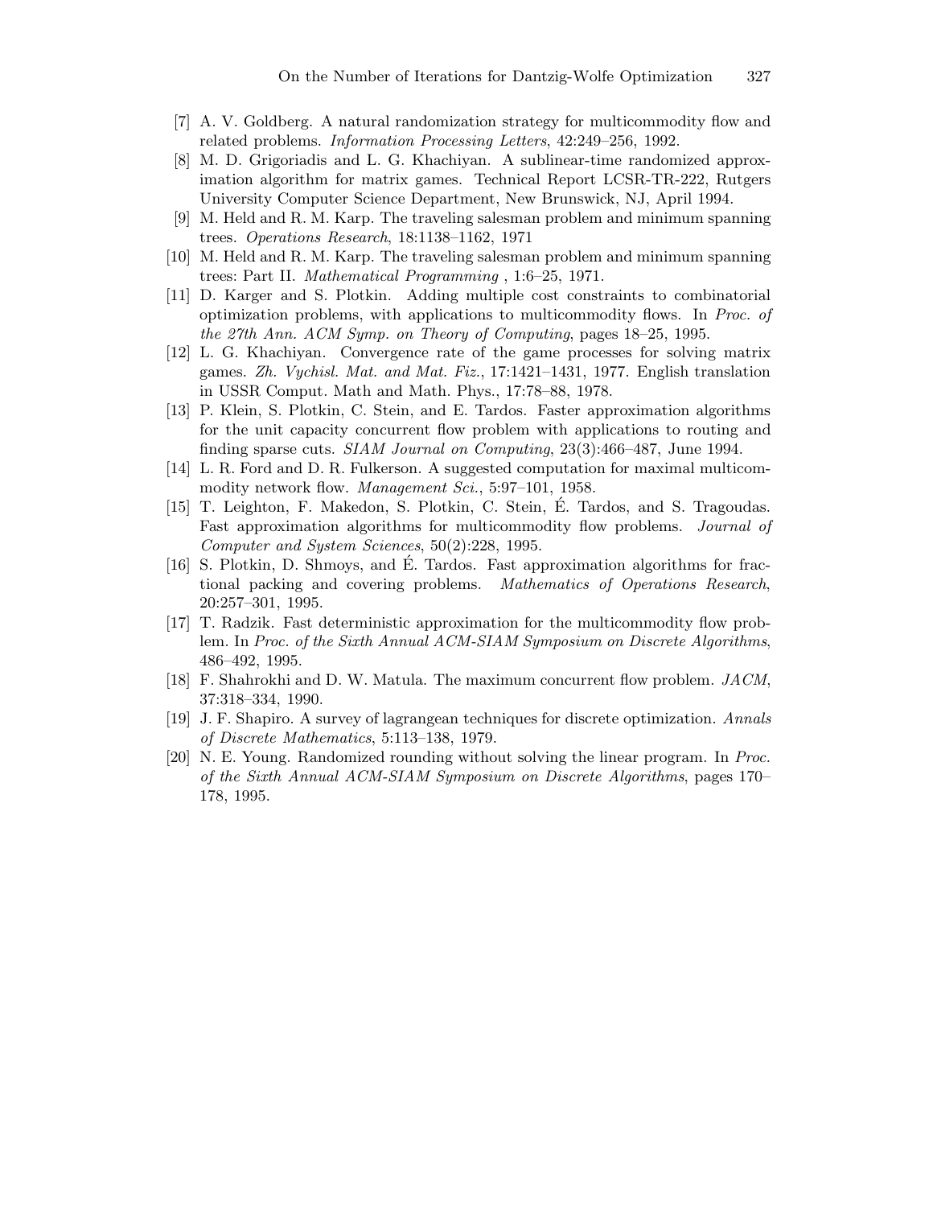[7] A. V. Goldberg. A natural randomization strategy for multicommodity flow and related problems. *Information Processing Letters*, 42:249–256, 1992.

[8] M. D. Grigoriadis and L. G. Khachiyan. A sublinear-time randomized approximation algorithm for matrix games. Technical Report LCSR-TR-222, Rutgers University Computer Science Department, New Brunswick, NJ, April 1994.

[9] M. Held and R. M. Karp. The traveling salesman problem and minimum spanning trees. *Operations Research*, 18:1138–1162, 1971

[10] M. Held and R. M. Karp. The traveling salesman problem and minimum spanning trees: Part II. *Mathematical Programming* , 1:6–25, 1971.

[11] D. Karger and S. Plotkin. Adding multiple cost constraints to combinatorial optimization problems, with applications to multicommodity flows. In *Proc. of the 27th Ann. ACM Symp. on Theory of Computing*, pages 18–25, 1995.

[12] L. G. Khachiyan. Convergence rate of the game processes for solving matrix games. *Zh. Vychisl. Mat. and Mat. Fiz.*, 17:1421–1431, 1977. English translation in USSR Comput. Math and Math. Phys., 17:78–88, 1978.

[13] P. Klein, S. Plotkin, C. Stein, and E. Tardos. Faster approximation algorithms for the unit capacity concurrent flow problem with applications to routing and finding sparse cuts. *SIAM Journal on Computing*, 23(3):466–487, June 1994.

[14] L. R. Ford and D. R. Fulkerson. A suggested computation for maximal multicommodity network flow. *Management Sci.*, 5:97–101, 1958.

[15] T. Leighton, F. Makedon, S. Plotkin, C. Stein, É. Tardos, and S. Tragoudas. Fast approximation algorithms for multicommodity flow problems. *Journal of Computer and System Sciences*, 50(2):228, 1995.

[16] S. Plotkin, D. Shmoys, and É. Tardos. Fast approximation algorithms for fractional packing and covering problems. *Mathematics of Operations Research*, 20:257–301, 1995.

[17] T. Radzik. Fast deterministic approximation for the multicommodity flow problem. In *Proc. of the Sixth Annual ACM-SIAM Symposium on Discrete Algorithms*, 486–492, 1995.

[18] F. Shahrokhi and D. W. Matula. The maximum concurrent flow problem. *JACM*, 37:318–334, 1990.

[19] J. F. Shapiro. A survey of lagrangean techniques for discrete optimization. *Annals of Discrete Mathematics*, 5:113–138, 1979.

[20] N. E. Young. Randomized rounding without solving the linear program. In *Proc. of the Sixth Annual ACM-SIAM Symposium on Discrete Algorithms*, pages 170–178, 1995.